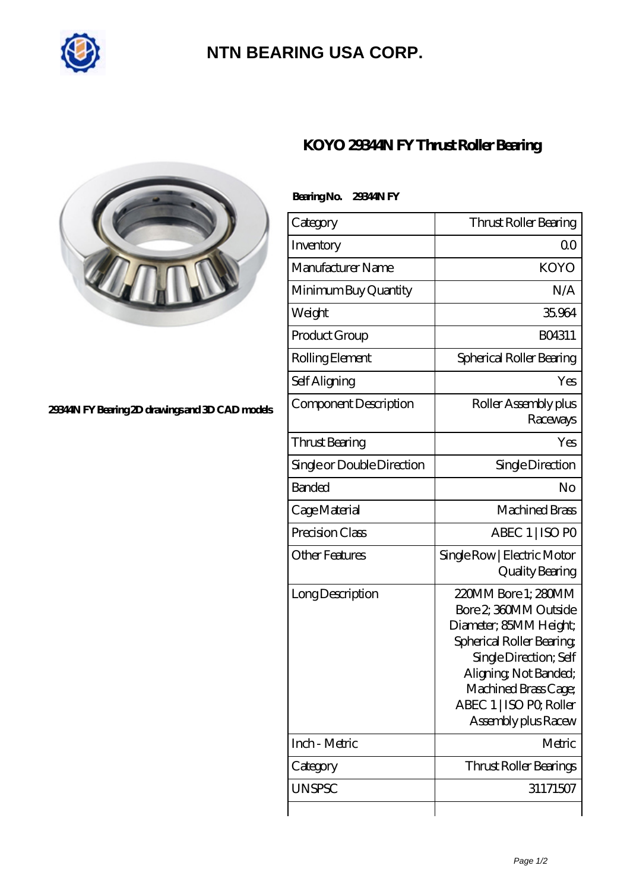# NTN BEARING USA CORP.

## KOYO 29344N FY Thrust Roller Bearing

29344N FY Bearing 2D drawings and 3D CAD models

**Bearing No. 29344N FY**

| Category | Thrust Roller Bearing |
|---|---|
| Inventory | 0.0 |
| Manufacturer Name | KOYO |
| Minimum Buy Quantity | N/A |
| Weight | 35.964 |
| Product Group | B04311 |
| Rolling Element | Spherical Roller Bearing |
| Self Aligning | Yes |
| Component Description | Roller Assembly plus Raceways |
| Thrust Bearing | Yes |
| Single or Double Direction | Single Direction |
| Banded | No |
| Cage Material | Machined Brass |
| Precision Class | ABEC 1 \| ISO P0 |
| Other Features | Single Row \| Electric Motor Quality Bearing |
| Long Description | 220MM Bore 1; 280MM Bore 2; 360MM Outside Diameter; 85MM Height; Spherical Roller Bearing; Single Direction; Self Aligning; Not Banded; Machined Brass Cage; ABEC 1 \| ISO P0; Roller Assembly plus Racew |
| Inch - Metric | Metric |
| Category | Thrust Roller Bearings |
| UNSPSC | 31171507 |
| | |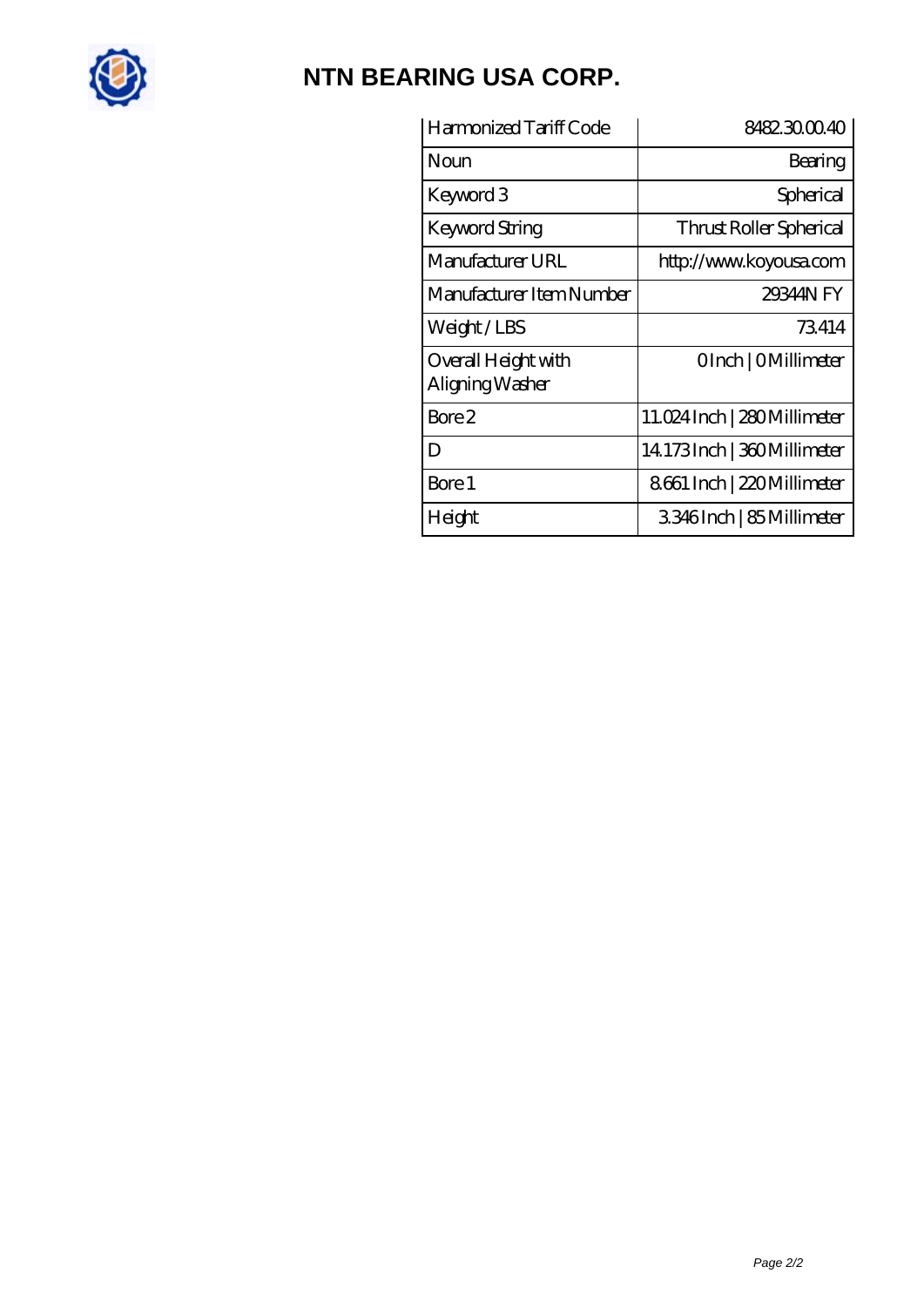# NTN BEARING USA CORP.

| | |
|---|---|
| Harmonized Tariff Code | 8482.30.00.40 |
| Noun | Bearing |
| Keyword 3 | Spherical |
| Keyword String | Thrust Roller Spherical |
| Manufacturer URL | http://www.koyousa.com |
| Manufacturer Item Number | 29344N FY |
| Weight / LBS | 73.414 |
| Overall Height with Aligning Washer | 0 Inch \| 0 Millimeter |
| Bore 2 | 11.024 Inch \| 280 Millimeter |
| D | 14.173 Inch \| 360 Millimeter |
| Bore 1 | 8.661 Inch \| 220 Millimeter |
| Height | 3.346 Inch \| 85 Millimeter |